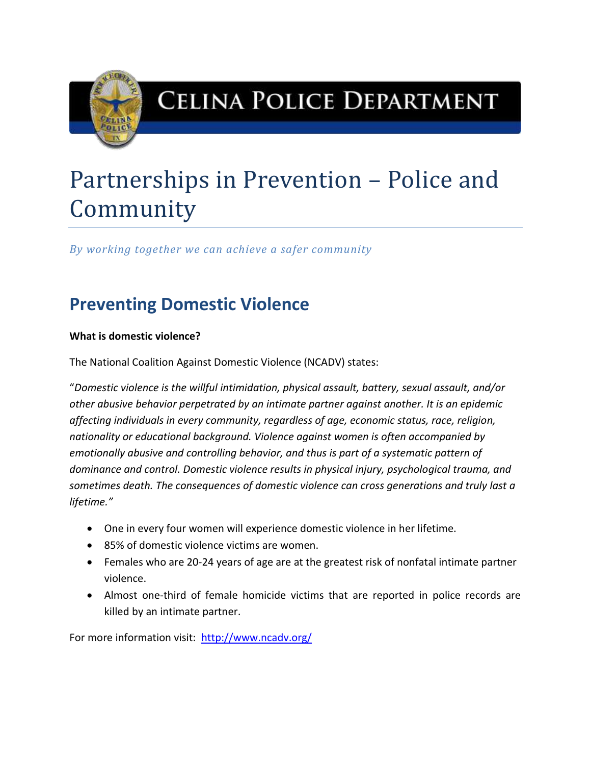# Celina Police Department

# Partnerships in Prevention – Police and Community

*By working together we can achieve a safer community*

## Preventing Domestic Violence

**What is domestic violence?**

The National Coalition Against Domestic Violence (NCADV) states:

"*Domestic violence is the willful intimidation, physical assault, battery, sexual assault, and/or other abusive behavior perpetrated by an intimate partner against another. It is an epidemic affecting individuals in every community, regardless of age, economic status, race, religion, nationality or educational background. Violence against women is often accompanied by emotionally abusive and controlling behavior, and thus is part of a systematic pattern of dominance and control. Domestic violence results in physical injury, psychological trauma, and sometimes death. The consequences of domestic violence can cross generations and truly last a lifetime.*"

- One in every four women will experience domestic violence in her lifetime.
- 85% of domestic violence victims are women.
- Females who are 20-24 years of age are at the greatest risk of nonfatal intimate partner violence.
- Almost one-third of female homicide victims that are reported in police records are killed by an intimate partner.

For more information visit: [http://www.ncadv.org/](http://www.ncadv.org/)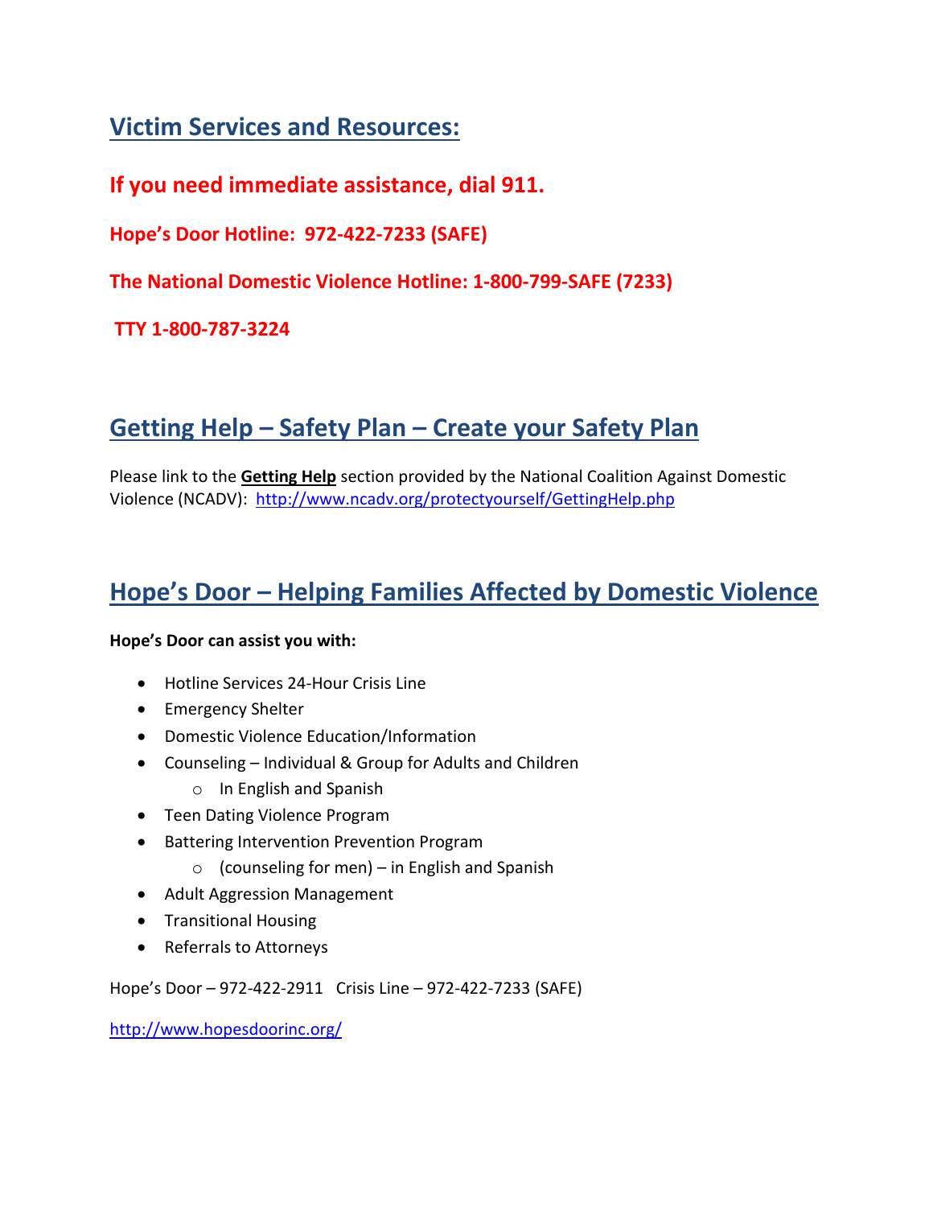## Victim Services and Resources:

**If you need immediate assistance, dial 911.**

**Hope's Door Hotline: 972-422-7233 (SAFE)**

**The National Domestic Violence Hotline: 1-800-799-SAFE (7233)**

**TTY 1-800-787-3224**

## Getting Help – Safety Plan – Create your Safety Plan

Please link to the **Getting Help** section provided by the National Coalition Against Domestic Violence (NCADV): http://www.ncadv.org/protectyourself/GettingHelp.php

## Hope's Door – Helping Families Affected by Domestic Violence

**Hope's Door can assist you with:**

- Hotline Services 24-Hour Crisis Line
- Emergency Shelter
- Domestic Violence Education/Information
- Counseling – Individual & Group for Adults and Children
  - In English and Spanish
- Teen Dating Violence Program
- Battering Intervention Prevention Program
  - (counseling for men) – in English and Spanish
- Adult Aggression Management
- Transitional Housing
- Referrals to Attorneys

Hope's Door – 972-422-2911 Crisis Line – 972-422-7233 (SAFE)

http://www.hopesdoorinc.org/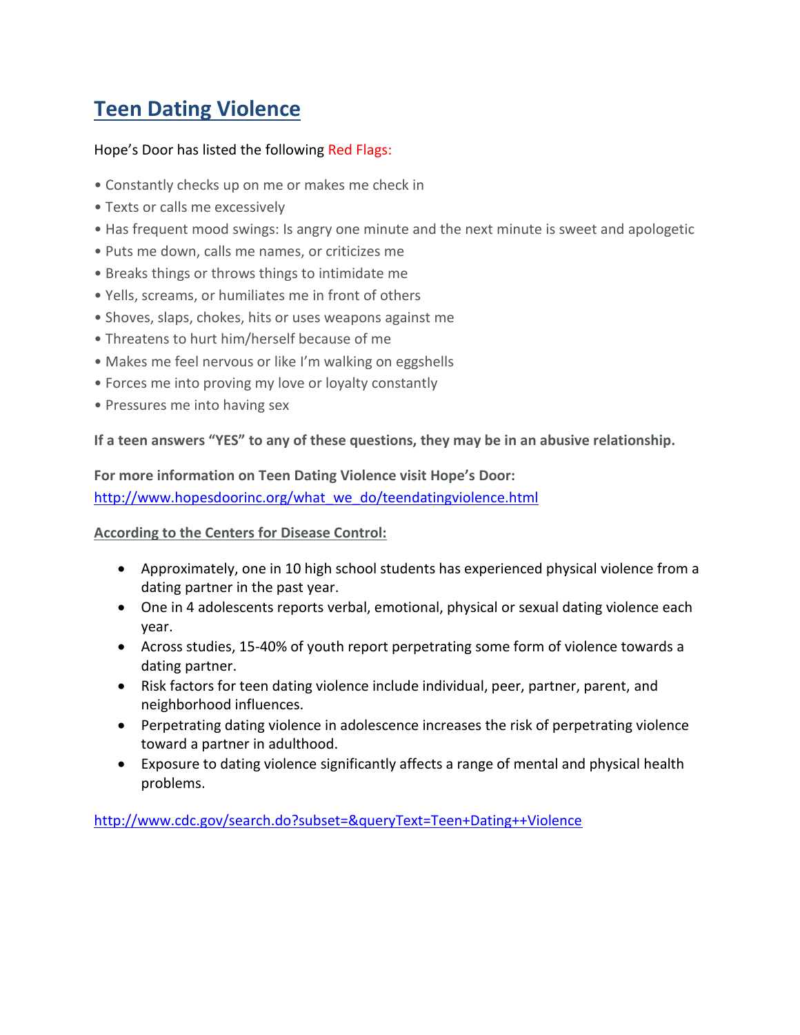# Teen Dating Violence

Hope's Door has listed the following Red Flags:

- Constantly checks up on me or makes me check in
- Texts or calls me excessively
- Has frequent mood swings: Is angry one minute and the next minute is sweet and apologetic
- Puts me down, calls me names, or criticizes me
- Breaks things or throws things to intimidate me
- Yells, screams, or humiliates me in front of others
- Shoves, slaps, chokes, hits or uses weapons against me
- Threatens to hurt him/herself because of me
- Makes me feel nervous or like I'm walking on eggshells
- Forces me into proving my love or loyalty constantly
- Pressures me into having sex

**If a teen answers "YES" to any of these questions, they may be in an abusive relationship.**

**For more information on Teen Dating Violence visit Hope's Door:**
http://www.hopesdoorinc.org/what_we_do/teendatingviolence.html

**According to the Centers for Disease Control:**

- Approximately, one in 10 high school students has experienced physical violence from a dating partner in the past year.
- One in 4 adolescents reports verbal, emotional, physical or sexual dating violence each year.
- Across studies, 15-40% of youth report perpetrating some form of violence towards a dating partner.
- Risk factors for teen dating violence include individual, peer, partner, parent, and neighborhood influences.
- Perpetrating dating violence in adolescence increases the risk of perpetrating violence toward a partner in adulthood.
- Exposure to dating violence significantly affects a range of mental and physical health problems.

http://www.cdc.gov/search.do?subset=&queryText=Teen+Dating++Violence